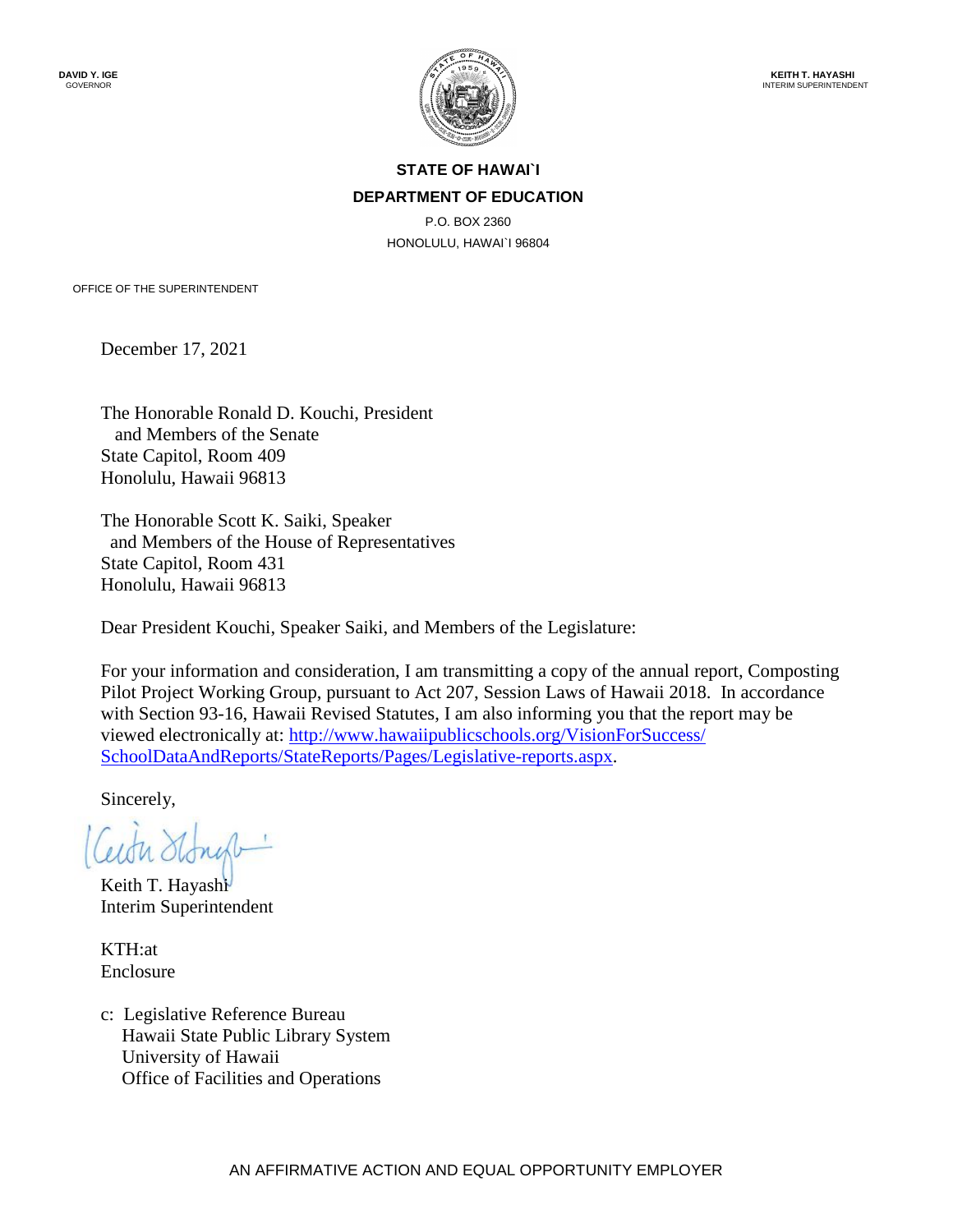DAVID Y. IGE
GOVERNOR

KEITH T. HAYASHI
INTERIM SUPERINTENDENT

**STATE OF HAWAI`I**

**DEPARTMENT OF EDUCATION**

P.O. BOX 2360
HONOLULU, HAWAI`I 96804

OFFICE OF THE SUPERINTENDENT

December 17, 2021

The Honorable Ronald D. Kouchi, President
and Members of the Senate
State Capitol, Room 409
Honolulu, Hawaii 96813

The Honorable Scott K. Saiki, Speaker
and Members of the House of Representatives
State Capitol, Room 431
Honolulu, Hawaii 96813

Dear President Kouchi, Speaker Saiki, and Members of the Legislature:

For your information and consideration, I am transmitting a copy of the annual report, Composting Pilot Project Working Group, pursuant to Act 207, Session Laws of Hawaii 2018. In accordance with Section 93-16, Hawaii Revised Statutes, I am also informing you that the report may be viewed electronically at: [http://www.hawaiipublicschools.org/VisionForSuccess/SchoolDataAndReports/StateReports/Pages/Legislative-reports.aspx](http://www.hawaiipublicschools.org/VisionForSuccess/SchoolDataAndReports/StateReports/Pages/Legislative-reports.aspx).

Sincerely,

Keith T. Hayashi
Interim Superintendent

KTH:at
Enclosure

c: Legislative Reference Bureau
Hawaii State Public Library System
University of Hawaii
Office of Facilities and Operations

AN AFFIRMATIVE ACTION AND EQUAL OPPORTUNITY EMPLOYER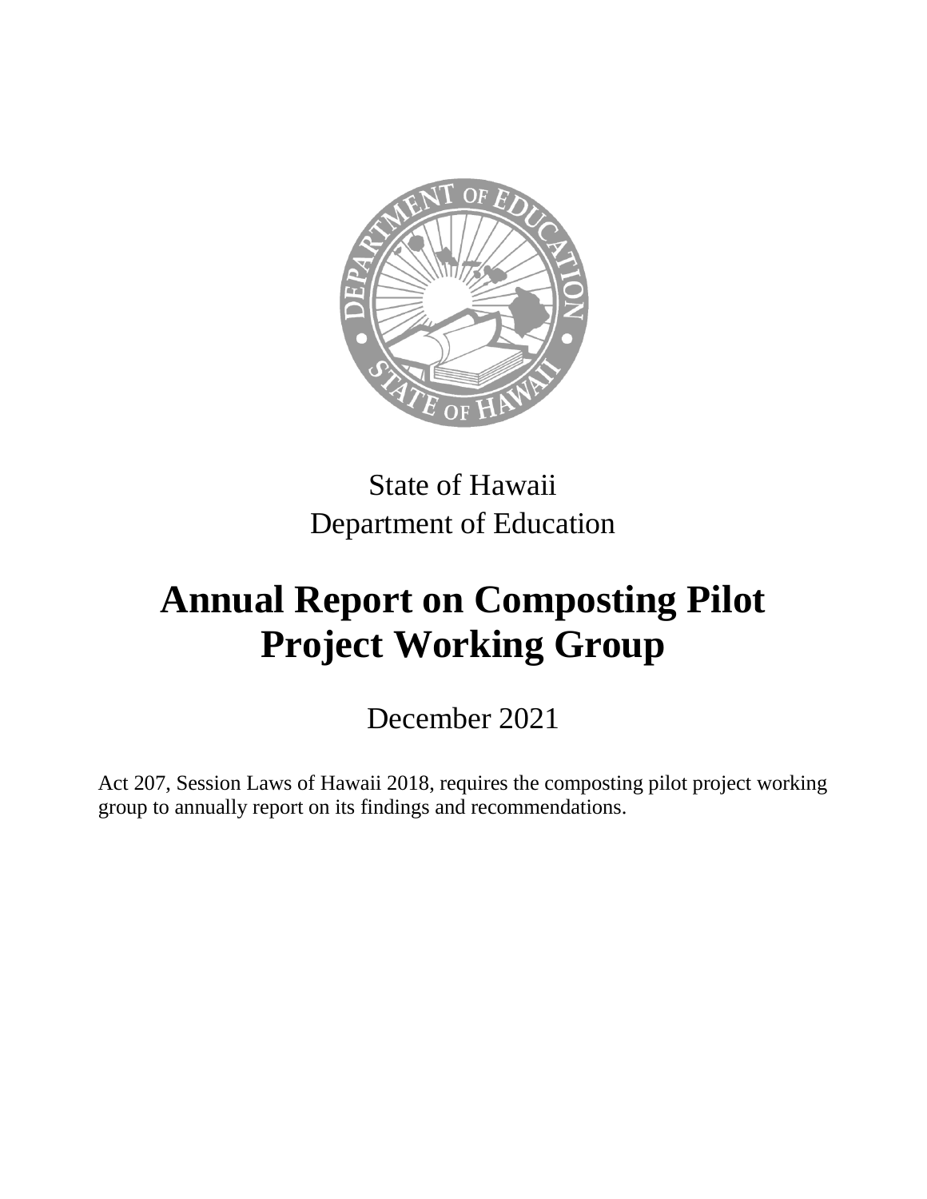State of Hawaii
Department of Education

# Annual Report on Composting Pilot Project Working Group

December 2021

Act 207, Session Laws of Hawaii 2018, requires the composting pilot project working group to annually report on its findings and recommendations.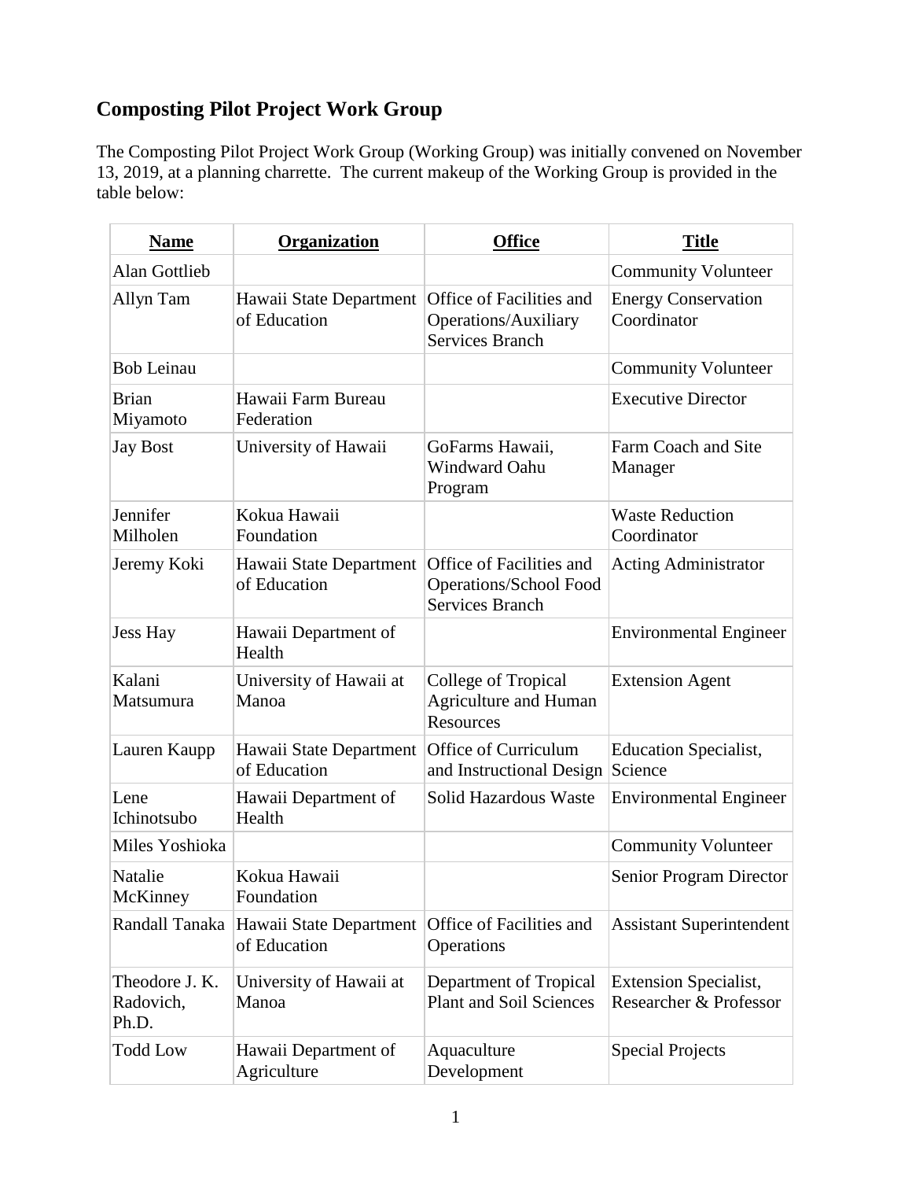## Composting Pilot Project Work Group

The Composting Pilot Project Work Group (Working Group) was initially convened on November 13, 2019, at a planning charrette. The current makeup of the Working Group is provided in the table below:

| Name | Organization | Office | Title |
|---|---|---|---|
| Alan Gottlieb | | | Community Volunteer |
| Allyn Tam | Hawaii State Department of Education | Office of Facilities and Operations/Auxiliary Services Branch | Energy Conservation Coordinator |
| Bob Leinau | | | Community Volunteer |
| Brian Miyamoto | Hawaii Farm Bureau Federation | | Executive Director |
| Jay Bost | University of Hawaii | GoFarms Hawaii, Windward Oahu Program | Farm Coach and Site Manager |
| Jennifer Milholen | Kokua Hawaii Foundation | | Waste Reduction Coordinator |
| Jeremy Koki | Hawaii State Department of Education | Office of Facilities and Operations/School Food Services Branch | Acting Administrator |
| Jess Hay | Hawaii Department of Health | | Environmental Engineer |
| Kalani Matsumura | University of Hawaii at Manoa | College of Tropical Agriculture and Human Resources | Extension Agent |
| Lauren Kaupp | Hawaii State Department of Education | Office of Curriculum and Instructional Design | Education Specialist, Science |
| Lene Ichinotsubo | Hawaii Department of Health | Solid Hazardous Waste | Environmental Engineer |
| Miles Yoshioka | | | Community Volunteer |
| Natalie McKinney | Kokua Hawaii Foundation | | Senior Program Director |
| Randall Tanaka | Hawaii State Department of Education | Office of Facilities and Operations | Assistant Superintendent |
| Theodore J. K. Radovich, Ph.D. | University of Hawaii at Manoa | Department of Tropical Plant and Soil Sciences | Extension Specialist, Researcher & Professor |
| Todd Low | Hawaii Department of Agriculture | Aquaculture Development | Special Projects |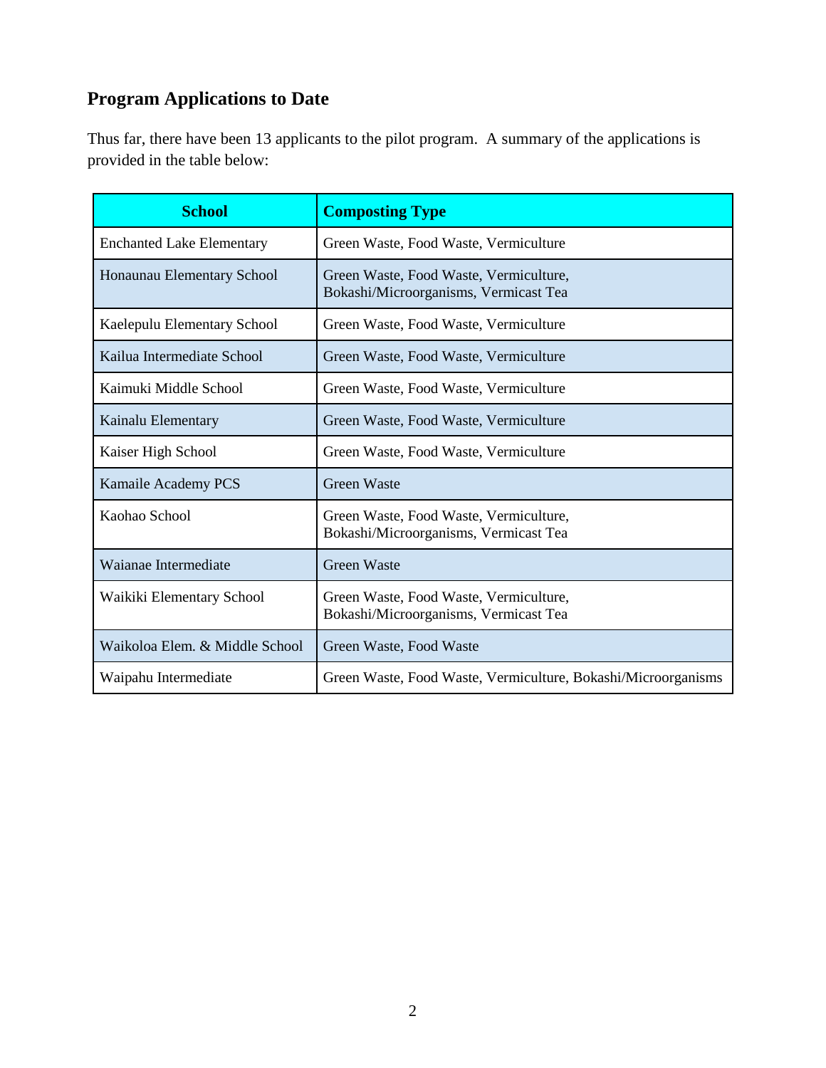## Program Applications to Date

Thus far, there have been 13 applicants to the pilot program. A summary of the applications is provided in the table below:

| School | Composting Type |
|---|---|
| Enchanted Lake Elementary | Green Waste, Food Waste, Vermiculture |
| Honaunau Elementary School | Green Waste, Food Waste, Vermiculture, Bokashi/Microorganisms, Vermicast Tea |
| Kaelepulu Elementary School | Green Waste, Food Waste, Vermiculture |
| Kailua Intermediate School | Green Waste, Food Waste, Vermiculture |
| Kaimuki Middle School | Green Waste, Food Waste, Vermiculture |
| Kainalu Elementary | Green Waste, Food Waste, Vermiculture |
| Kaiser High School | Green Waste, Food Waste, Vermiculture |
| Kamaile Academy PCS | Green Waste |
| Kaohao School | Green Waste, Food Waste, Vermiculture, Bokashi/Microorganisms, Vermicast Tea |
| Waianae Intermediate | Green Waste |
| Waikiki Elementary School | Green Waste, Food Waste, Vermiculture, Bokashi/Microorganisms, Vermicast Tea |
| Waikoloa Elem. & Middle School | Green Waste, Food Waste |
| Waipahu Intermediate | Green Waste, Food Waste, Vermiculture, Bokashi/Microorganisms |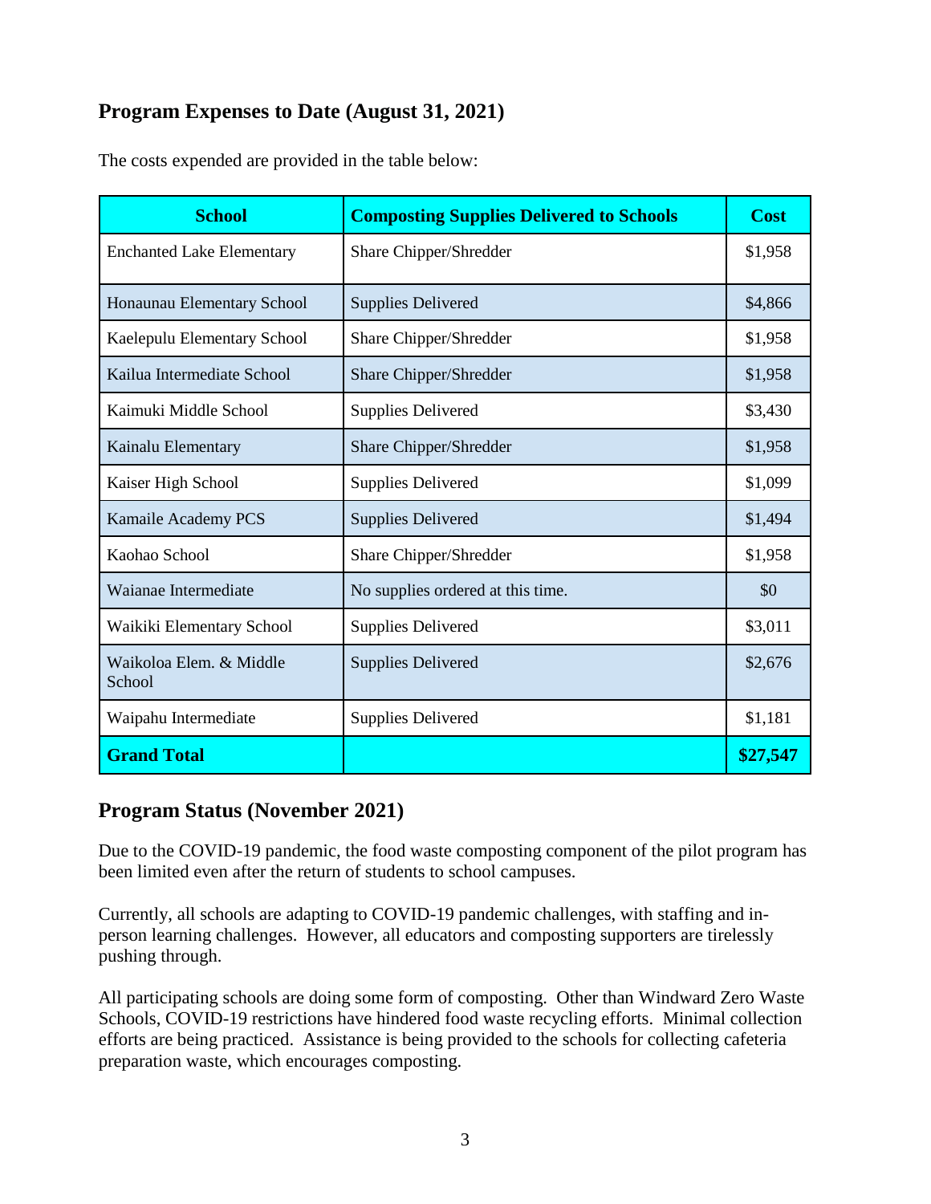## Program Expenses to Date (August 31, 2021)

The costs expended are provided in the table below:

| School | Composting Supplies Delivered to Schools | Cost |
|---|---|---|
| Enchanted Lake Elementary | Share Chipper/Shredder | $1,958 |
| Honaunau Elementary School | Supplies Delivered | $4,866 |
| Kaelepulu Elementary School | Share Chipper/Shredder | $1,958 |
| Kailua Intermediate School | Share Chipper/Shredder | $1,958 |
| Kaimuki Middle School | Supplies Delivered | $3,430 |
| Kainalu Elementary | Share Chipper/Shredder | $1,958 |
| Kaiser High School | Supplies Delivered | $1,099 |
| Kamaile Academy PCS | Supplies Delivered | $1,494 |
| Kaohao School | Share Chipper/Shredder | $1,958 |
| Waianae Intermediate | No supplies ordered at this time. | $0 |
| Waikiki Elementary School | Supplies Delivered | $3,011 |
| Waikoloa Elem. & Middle School | Supplies Delivered | $2,676 |
| Waipahu Intermediate | Supplies Delivered | $1,181 |
| **Grand Total** | | **$27,547** |

## Program Status (November 2021)

Due to the COVID-19 pandemic, the food waste composting component of the pilot program has been limited even after the return of students to school campuses.

Currently, all schools are adapting to COVID-19 pandemic challenges, with staffing and in-person learning challenges. However, all educators and composting supporters are tirelessly pushing through.

All participating schools are doing some form of composting. Other than Windward Zero Waste Schools, COVID-19 restrictions have hindered food waste recycling efforts. Minimal collection efforts are being practiced. Assistance is being provided to the schools for collecting cafeteria preparation waste, which encourages composting.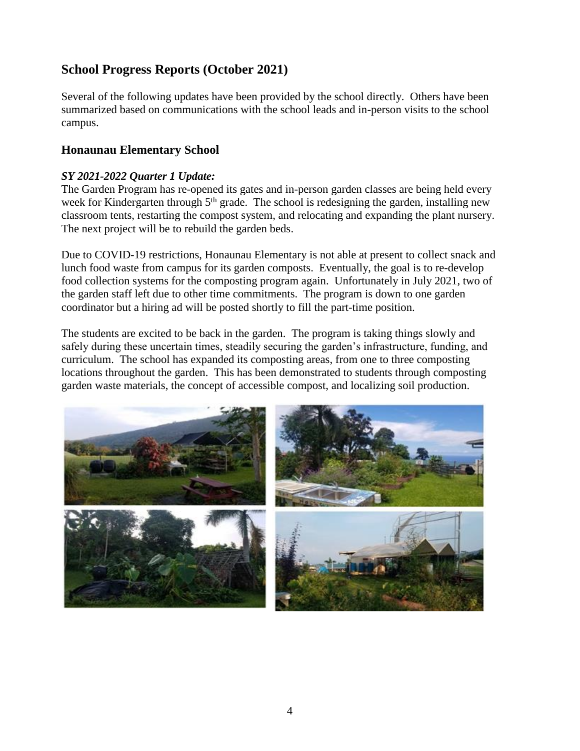## School Progress Reports (October 2021)

Several of the following updates have been provided by the school directly. Others have been summarized based on communications with the school leads and in-person visits to the school campus.

### Honaunau Elementary School

#### *SY 2021-2022 Quarter 1 Update:*

The Garden Program has re-opened its gates and in-person garden classes are being held every week for Kindergarten through 5th grade. The school is redesigning the garden, installing new classroom tents, restarting the compost system, and relocating and expanding the plant nursery. The next project will be to rebuild the garden beds.

Due to COVID-19 restrictions, Honaunau Elementary is not able at present to collect snack and lunch food waste from campus for its garden composts. Eventually, the goal is to re-develop food collection systems for the composting program again. Unfortunately in July 2021, two of the garden staff left due to other time commitments. The program is down to one garden coordinator but a hiring ad will be posted shortly to fill the part-time position.

The students are excited to be back in the garden. The program is taking things slowly and safely during these uncertain times, steadily securing the garden's infrastructure, funding, and curriculum. The school has expanded its composting areas, from one to three composting locations throughout the garden. This has been demonstrated to students through composting garden waste materials, the concept of accessible compost, and localizing soil production.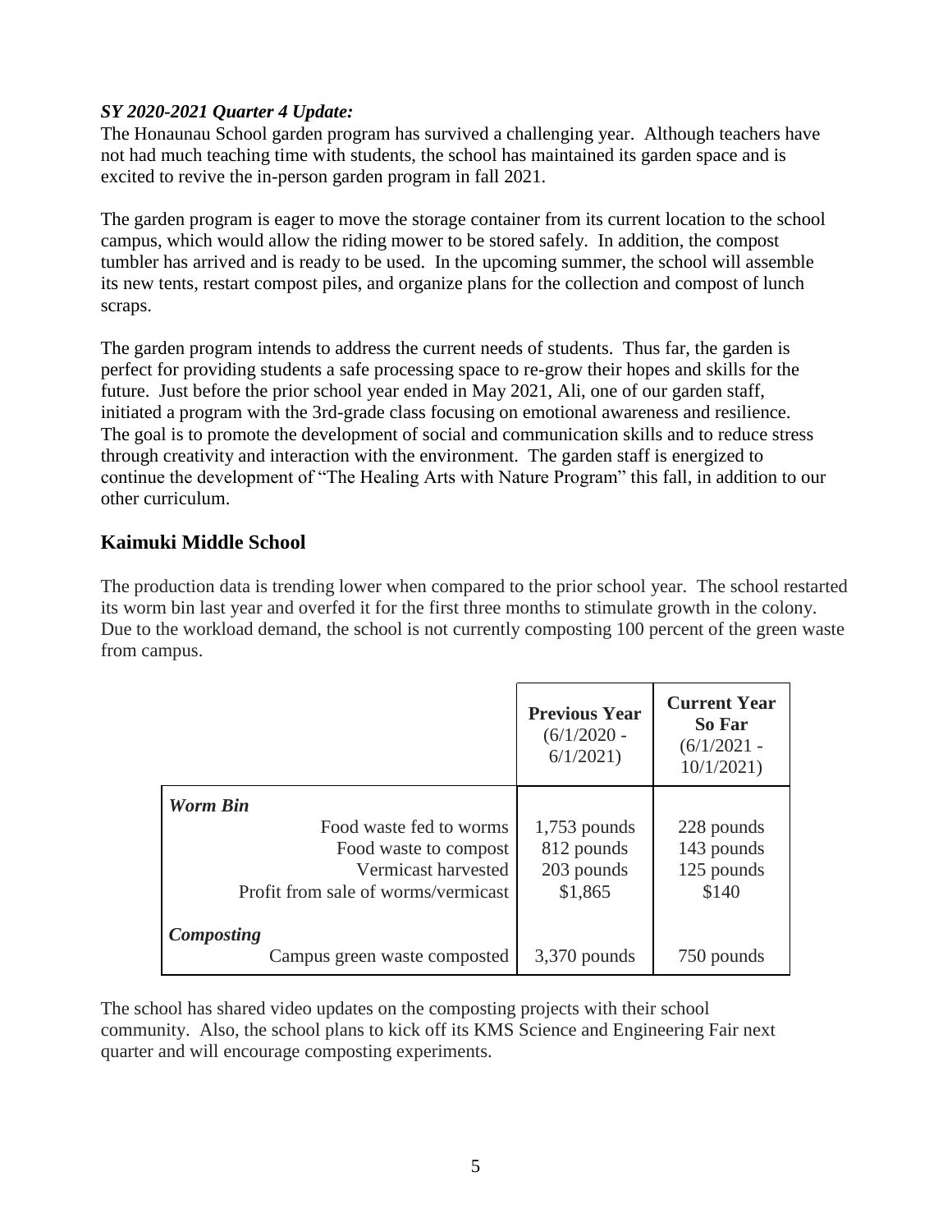***SY 2020-2021 Quarter 4 Update:***
The Honaunau School garden program has survived a challenging year. Although teachers have not had much teaching time with students, the school has maintained its garden space and is excited to revive the in-person garden program in fall 2021.

The garden program is eager to move the storage container from its current location to the school campus, which would allow the riding mower to be stored safely. In addition, the compost tumbler has arrived and is ready to be used. In the upcoming summer, the school will assemble its new tents, restart compost piles, and organize plans for the collection and compost of lunch scraps.

The garden program intends to address the current needs of students. Thus far, the garden is perfect for providing students a safe processing space to re-grow their hopes and skills for the future. Just before the prior school year ended in May 2021, Ali, one of our garden staff, initiated a program with the 3rd-grade class focusing on emotional awareness and resilience. The goal is to promote the development of social and communication skills and to reduce stress through creativity and interaction with the environment. The garden staff is energized to continue the development of "The Healing Arts with Nature Program" this fall, in addition to our other curriculum.

## Kaimuki Middle School

The production data is trending lower when compared to the prior school year. The school restarted its worm bin last year and overfed it for the first three months to stimulate growth in the colony. Due to the workload demand, the school is not currently composting 100 percent of the green waste from campus.

| | **Previous Year** (6/1/2020 - 6/1/2021) | **Current Year So Far** (6/1/2021 - 10/1/2021) |
|---|---|---|
| ***Worm Bin*** | | |
| Food waste fed to worms | 1,753 pounds | 228 pounds |
| Food waste to compost | 812 pounds | 143 pounds |
| Vermicast harvested | 203 pounds | 125 pounds |
| Profit from sale of worms/vermicast | $1,865 | $140 |
| ***Composting*** | | |
| Campus green waste composted | 3,370 pounds | 750 pounds |

The school has shared video updates on the composting projects with their school community. Also, the school plans to kick off its KMS Science and Engineering Fair next quarter and will encourage composting experiments.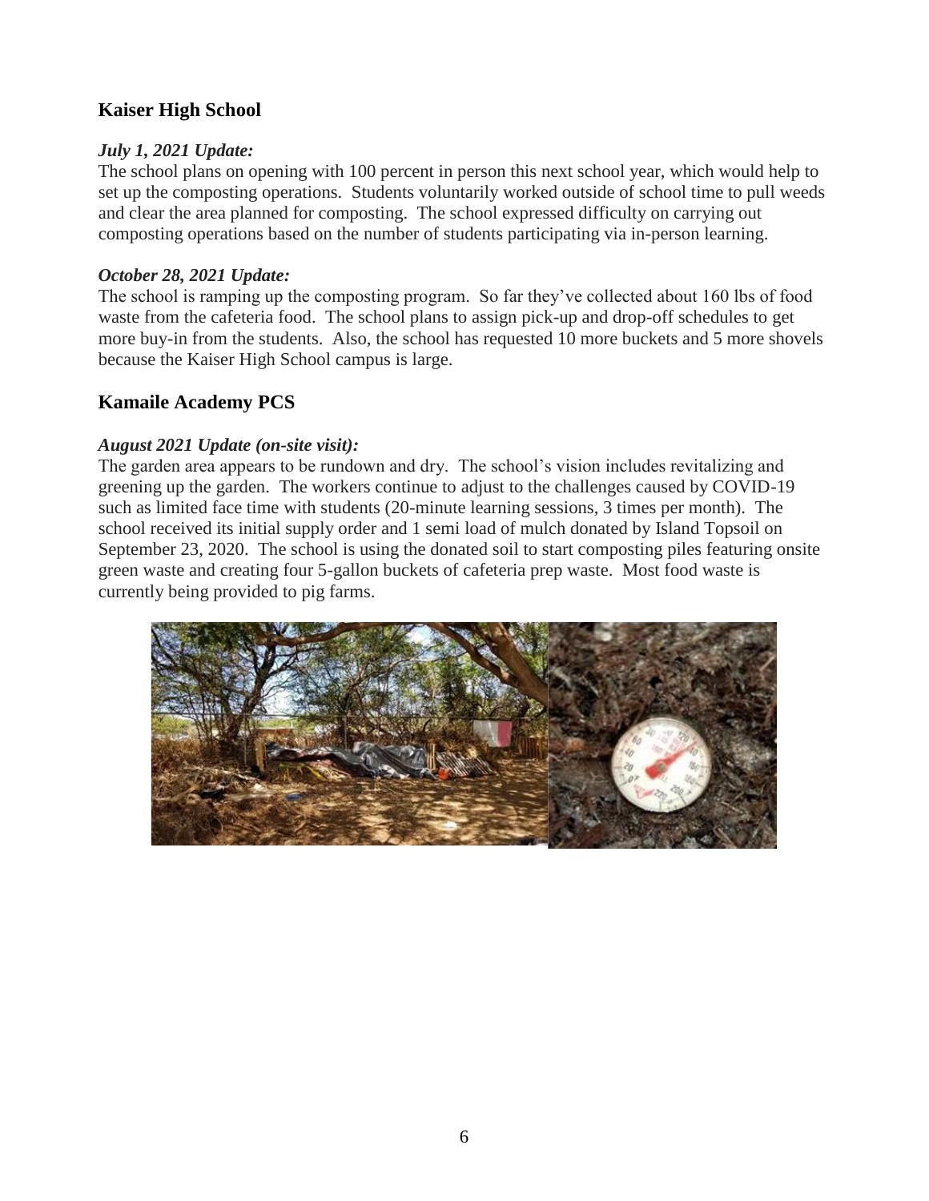## Kaiser High School

### *July 1, 2021 Update:*

The school plans on opening with 100 percent in person this next school year, which would help to set up the composting operations. Students voluntarily worked outside of school time to pull weeds and clear the area planned for composting. The school expressed difficulty on carrying out composting operations based on the number of students participating via in-person learning.

### *October 28, 2021 Update:*

The school is ramping up the composting program. So far they've collected about 160 lbs of food waste from the cafeteria food. The school plans to assign pick-up and drop-off schedules to get more buy-in from the students. Also, the school has requested 10 more buckets and 5 more shovels because the Kaiser High School campus is large.

## Kamaile Academy PCS

### *August 2021 Update (on-site visit):*

The garden area appears to be rundown and dry. The school's vision includes revitalizing and greening up the garden. The workers continue to adjust to the challenges caused by COVID-19 such as limited face time with students (20-minute learning sessions, 3 times per month). The school received its initial supply order and 1 semi load of mulch donated by Island Topsoil on September 23, 2020. The school is using the donated soil to start composting piles featuring onsite green waste and creating four 5-gallon buckets of cafeteria prep waste. Most food waste is currently being provided to pig farms.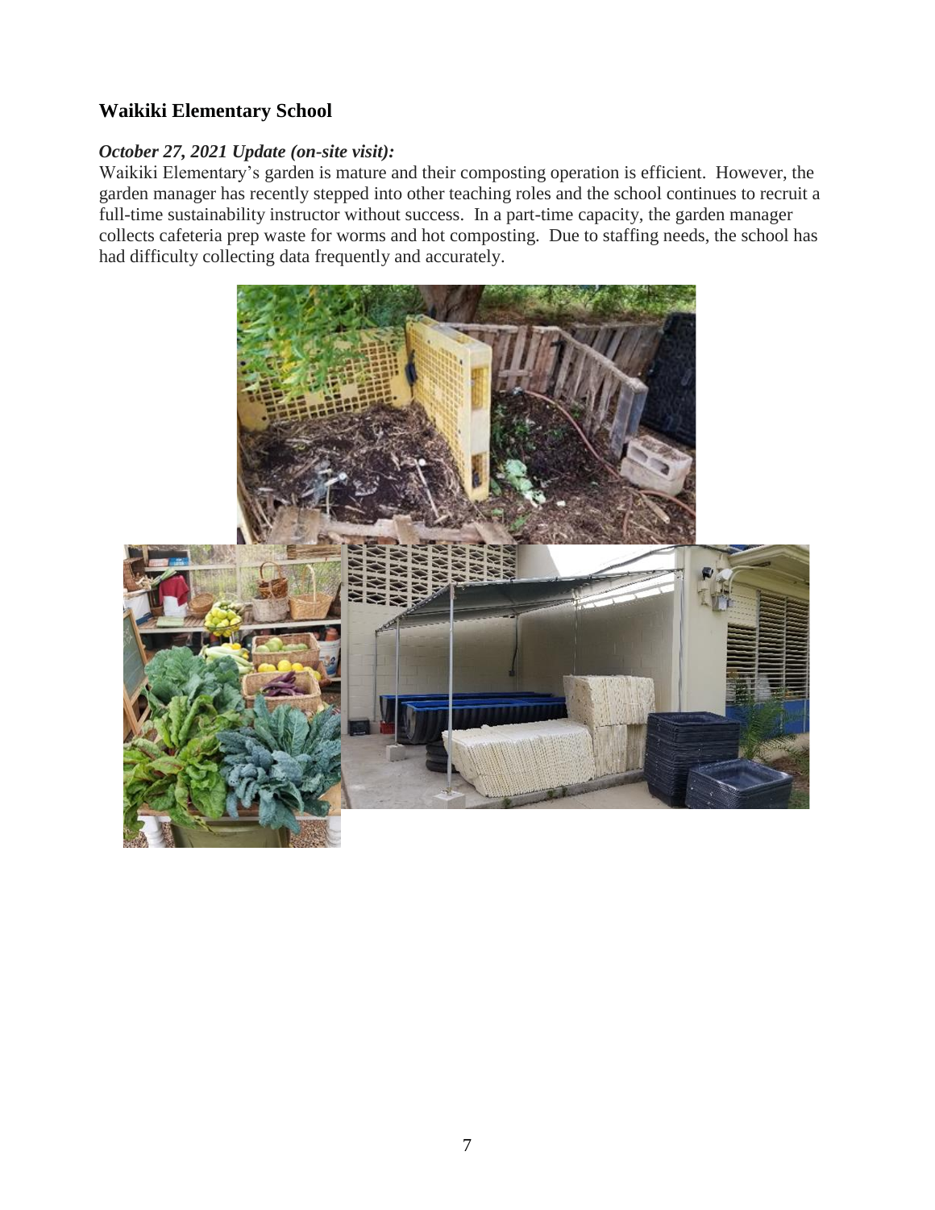## Waikiki Elementary School

### *October 27, 2021 Update (on-site visit):*

Waikiki Elementary's garden is mature and their composting operation is efficient. However, the garden manager has recently stepped into other teaching roles and the school continues to recruit a full-time sustainability instructor without success. In a part-time capacity, the garden manager collects cafeteria prep waste for worms and hot composting. Due to staffing needs, the school has had difficulty collecting data frequently and accurately.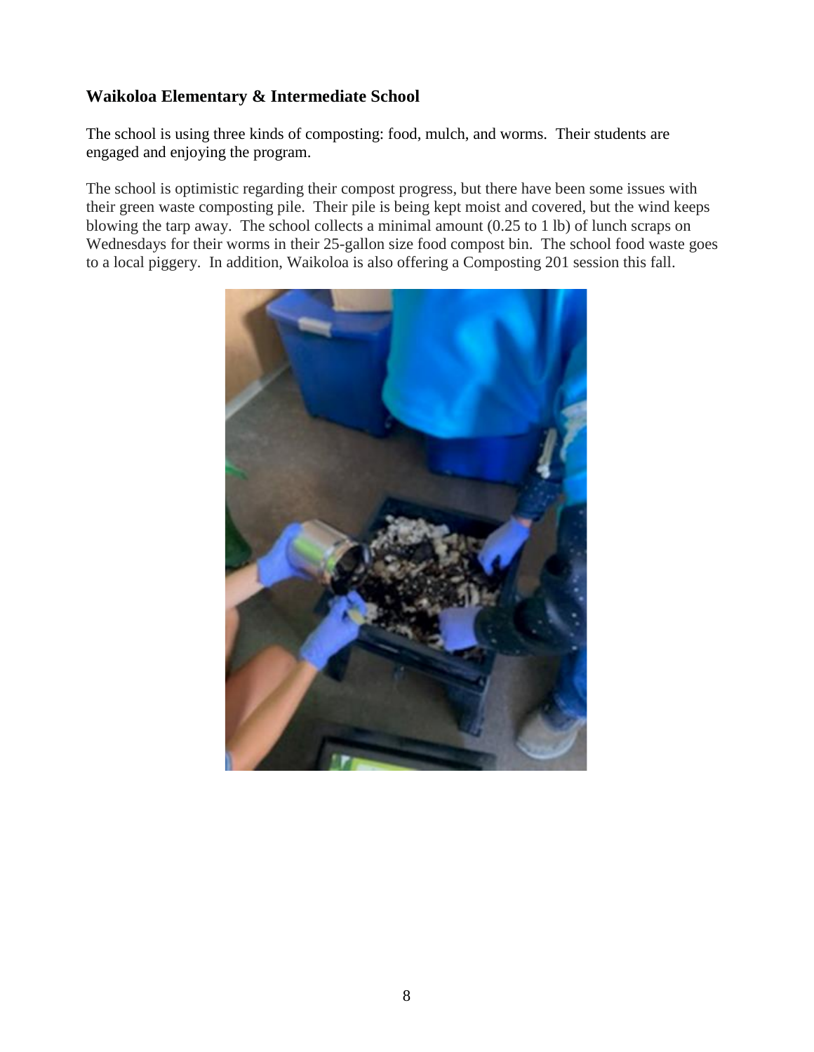### Waikoloa Elementary & Intermediate School

The school is using three kinds of composting: food, mulch, and worms. Their students are engaged and enjoying the program.

The school is optimistic regarding their compost progress, but there have been some issues with their green waste composting pile. Their pile is being kept moist and covered, but the wind keeps blowing the tarp away. The school collects a minimal amount (0.25 to 1 lb) of lunch scraps on Wednesdays for their worms in their 25-gallon size food compost bin. The school food waste goes to a local piggery. In addition, Waikoloa is also offering a Composting 201 session this fall.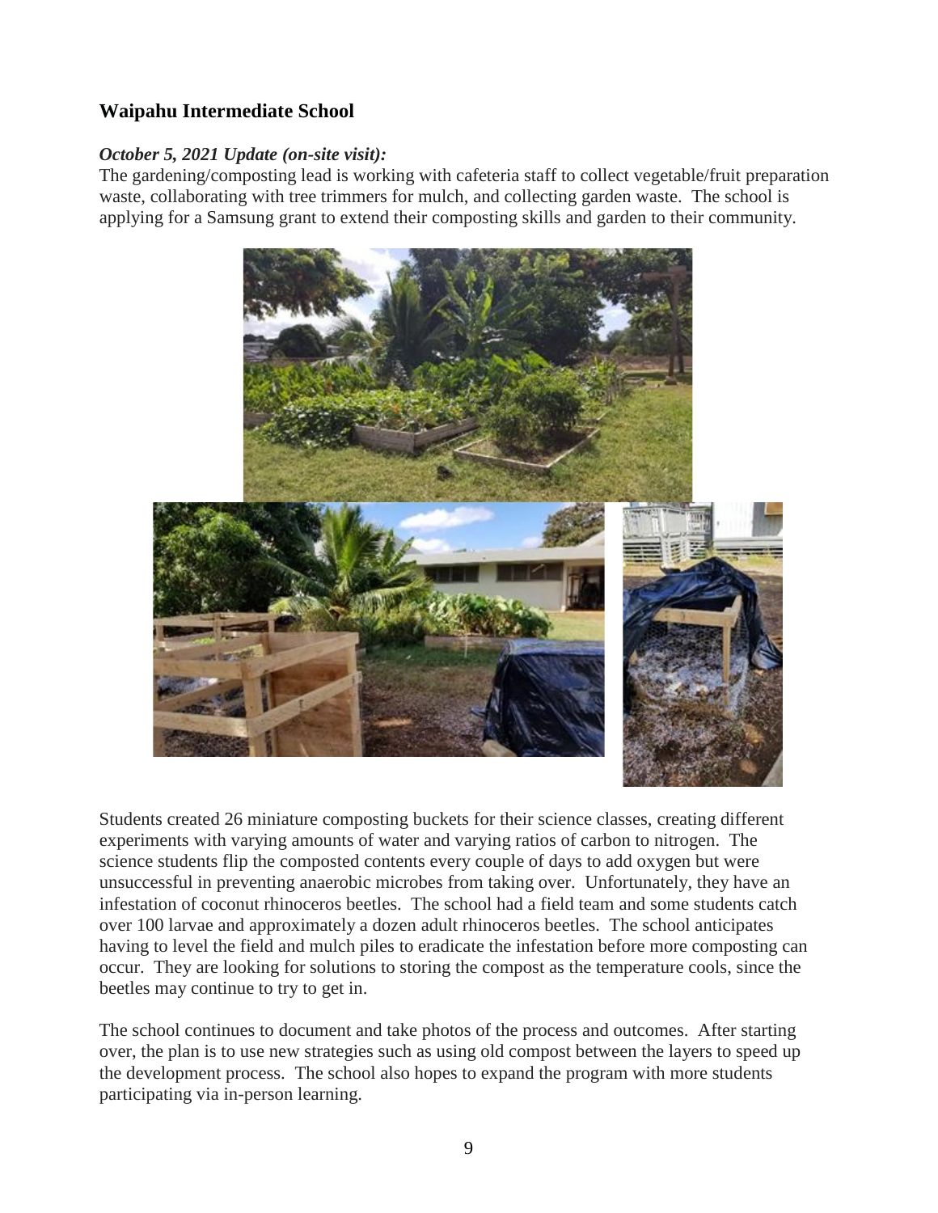## Waipahu Intermediate School

***October 5, 2021 Update (on-site visit):***

The gardening/composting lead is working with cafeteria staff to collect vegetable/fruit preparation waste, collaborating with tree trimmers for mulch, and collecting garden waste. The school is applying for a Samsung grant to extend their composting skills and garden to their community.

Students created 26 miniature composting buckets for their science classes, creating different experiments with varying amounts of water and varying ratios of carbon to nitrogen. The science students flip the composted contents every couple of days to add oxygen but were unsuccessful in preventing anaerobic microbes from taking over. Unfortunately, they have an infestation of coconut rhinoceros beetles. The school had a field team and some students catch over 100 larvae and approximately a dozen adult rhinoceros beetles. The school anticipates having to level the field and mulch piles to eradicate the infestation before more composting can occur. They are looking for solutions to storing the compost as the temperature cools, since the beetles may continue to try to get in.

The school continues to document and take photos of the process and outcomes. After starting over, the plan is to use new strategies such as using old compost between the layers to speed up the development process. The school also hopes to expand the program with more students participating via in-person learning.